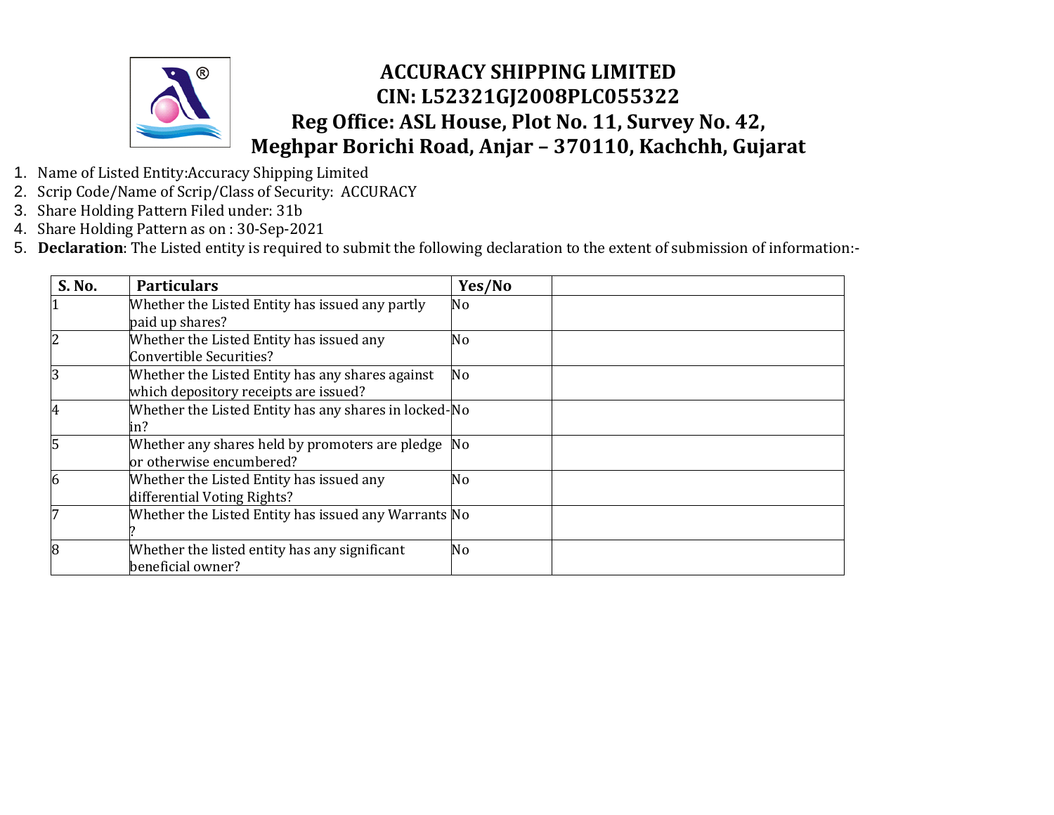# ACCURACY SHIPPING LIMITED
## CIN: L52321GJ2008PLC055322
## Reg Office: ASL House, Plot No. 11, Survey No. 42, Meghpar Borichi Road, Anjar – 370110, Kachchh, Gujarat

1. Name of Listed Entity:Accuracy Shipping Limited
2. Scrip Code/Name of Scrip/Class of Security: ACCURACY
3. Share Holding Pattern Filed under: 31b
4. Share Holding Pattern as on : 30-Sep-2021
5. **Declaration**: The Listed entity is required to submit the following declaration to the extent of submission of information:-

| S. No. | Particulars | Yes/No | |
|---|---|---|---|
| 1 | Whether the Listed Entity has issued any partly paid up shares? | No | |
| 2 | Whether the Listed Entity has issued any Convertible Securities? | No | |
| 3 | Whether the Listed Entity has any shares against which depository receipts are issued? | No | |
| 4 | Whether the Listed Entity has any shares in locked-in? | No | |
| 5 | Whether any shares held by promoters are pledge or otherwise encumbered? | No | |
| 6 | Whether the Listed Entity has issued any differential Voting Rights? | No | |
| 7 | Whether the Listed Entity has issued any Warrants ? | No | |
| 8 | Whether the listed entity has any significant beneficial owner? | No | |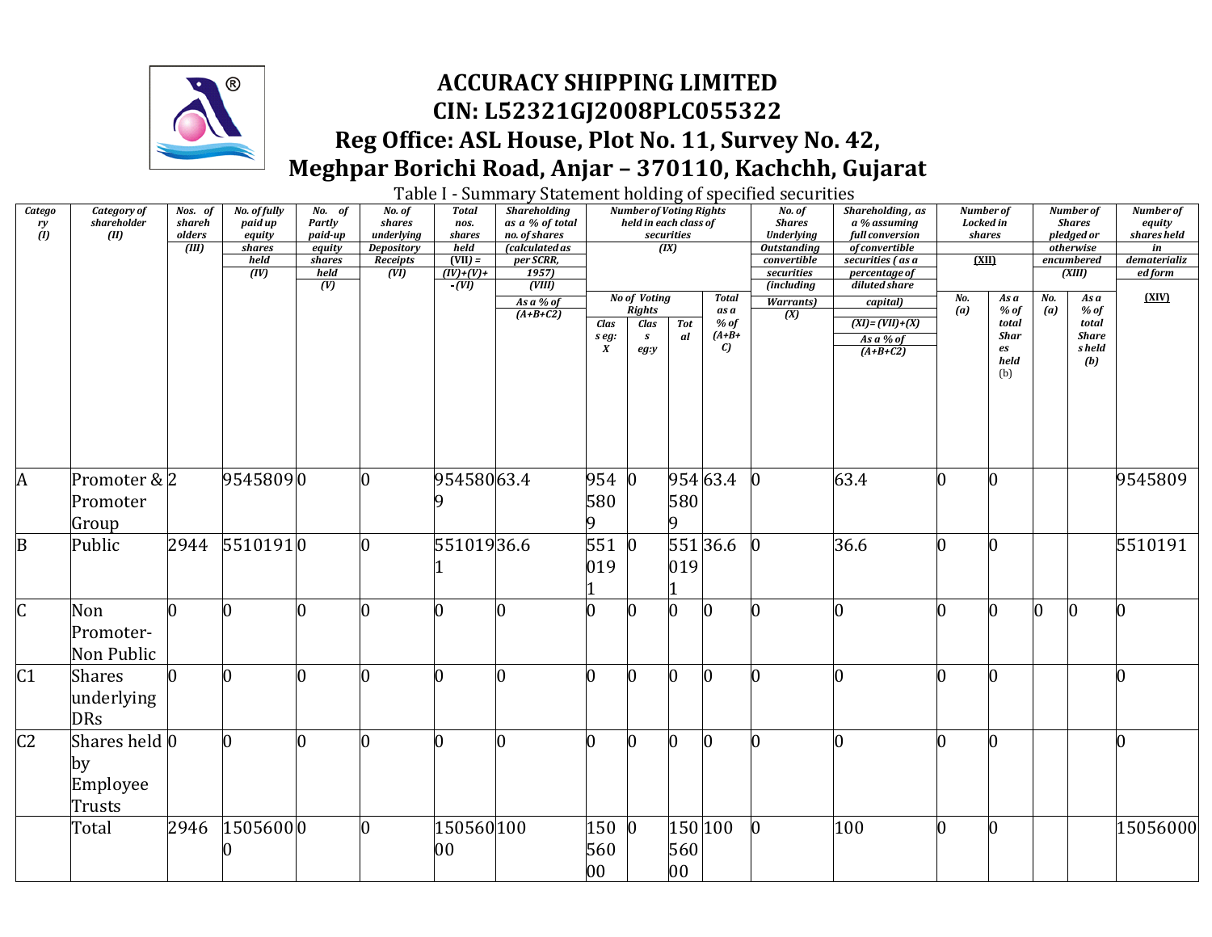# ACCURACY SHIPPING LIMITED
# CIN: L52321GJ2008PLC055322
# Reg Office: ASL House, Plot No. 11, Survey No. 42, Meghpar Borichi Road, Anjar – 370110, Kachchh, Gujarat

Table I - Summary Statement holding of specified securities

| Category (I) | Category of shareholder (II) | Nos. of shareholders (III) | No. of fully paid up equity shares held (IV) | No. of Partly paid-up equity shares held (V) | No. of shares underlying Depository Receipts (VI) | Total nos. shares held (VII) = (IV)+(V)+(VI) | Shareholding as a % of total no. of shares (calculated as per SCRR, 1957) (VIII) As a % of (A+B+C2) | Number of Voting Rights held in each class of securities (IX) | | | | No. of Shares Underlying Outstanding convertible securities (including Warrants) (X) | Shareholding, as a % assuming full conversion of convertible securities ( as a percentage of diluted share capital) (XI)= (VII)+(X) As a % of (A+B+C2) | Number of Locked in shares (XII) | | Number of Shares pledged or otherwise encumbered (XIII) | | Number of equity shares held in dematerialized form (XIV) |
|---|---|---|---|---|---|---|---|---|---|---|---|---|---|---|---|---|---|---|
| | | | | | | | | No of Voting Rights | | | Total as a % of (A+B+C) | | | No. (a) | As a % of total Shares held (b) | No. (a) | As a % of total Share s held (b) | |
| | | | | | | | | Class eg: X | Class eg:y | Total | | | | | | | | |
| A | Promoter & Promoter Group | 2 | 9545809 | 0 | 0 | 9545809 | 63.4 | 9545809 | 0 | 9545809 | 63.4 | 0 | 63.4 | 0 | 0 | | | 9545809 |
| B | Public | 2944 | 5510191 | 0 | 0 | 5510191 | 36.6 | 5510191 | 0 | 5510191 | 36.6 | 0 | 36.6 | 0 | 0 | | | 5510191 |
| C | Non Promoter-Non Public | 0 | 0 | 0 | 0 | 0 | 0 | 0 | 0 | 0 | 0 | 0 | 0 | 0 | 0 | 0 | 0 | 0 |
| C1 | Shares underlying DRs | 0 | 0 | 0 | 0 | 0 | 0 | 0 | 0 | 0 | 0 | 0 | 0 | 0 | 0 | | | 0 |
| C2 | Shares held by Employee Trusts | 0 | 0 | 0 | 0 | 0 | 0 | 0 | 0 | 0 | 0 | 0 | 0 | 0 | 0 | | | 0 |
| | Total | 2946 | 15056000 | 0 | 0 | 15056000 | 100 | 15056000 | 0 | 15056000 | 100 | 0 | 100 | 0 | 0 | | | 15056000 |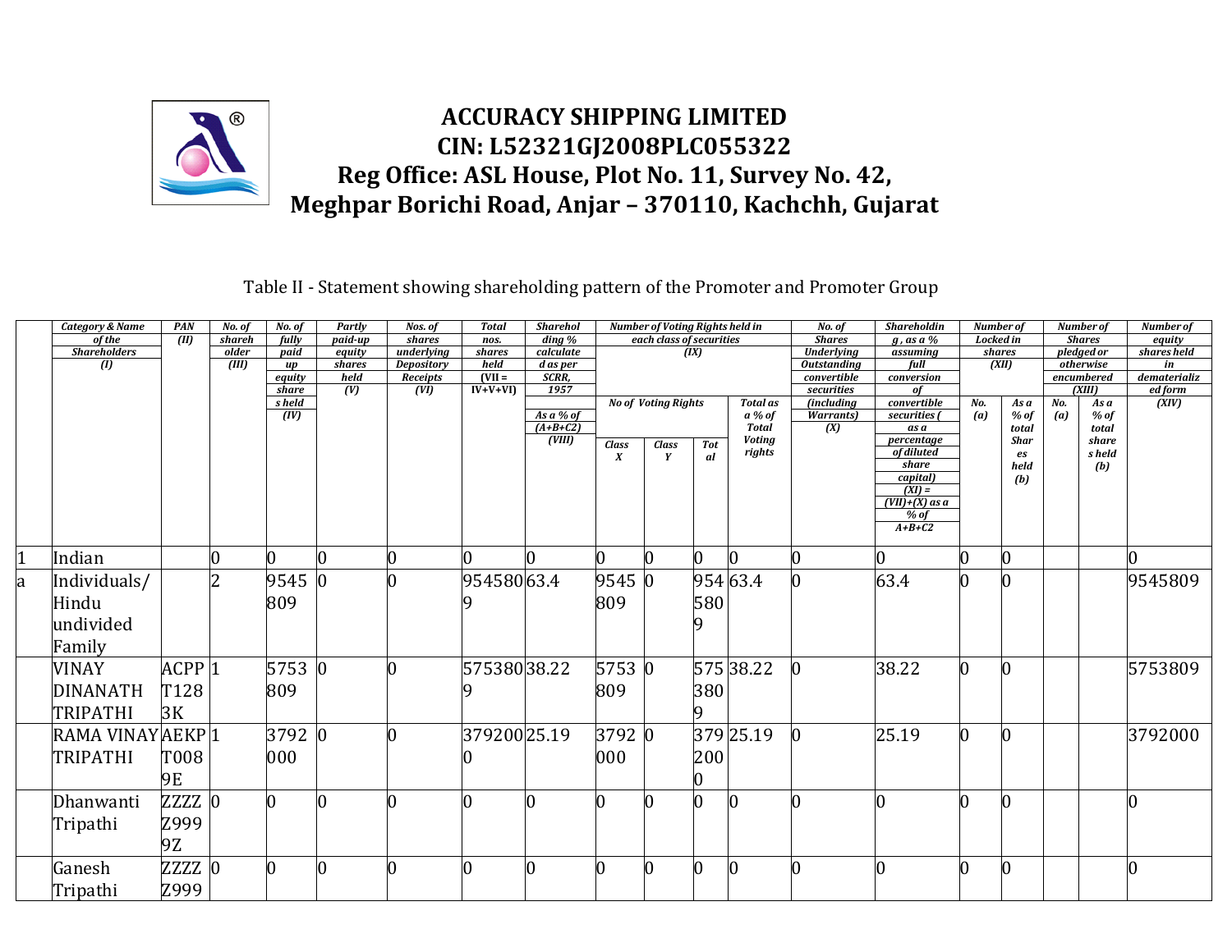# ACCURACY SHIPPING LIMITED

## CIN: L52321GJ2008PLC055322

## Reg Office: ASL House, Plot No. 11, Survey No. 42, Meghpar Borichi Road, Anjar – 370110, Kachchh, Gujarat

Table II - Statement showing shareholding pattern of the Promoter and Promoter Group

| | Category & Name of the Shareholders (I) | PAN (II) | No. of shareholder (III) | No. of fully paid up equity share s held (IV) | Partly paid-up equity shares held (V) | Nos. of shares underlying Depository Receipts (VI) | Total nos. shares held (VII = IV+V+VI) | Shareholding % calculated as per SCRR, 1957 As a % of (A+B+C2) (VIII) | Number of Voting Rights held in each class of securities (IX) | | | | No. of Shares Underlying Outstanding convertible securities (including Warrants) (X) | Shareholding , as a % assuming full conversion of convertible securities ( as a percentage of diluted share capital) (XI) = (VII)+(X) as a % of A+B+C2 | Number of Locked in shares (XII) | | Number of Shares pledged or otherwise encumbered (XIII) | | Number of equity shares held in dematerialized form (XIV) |
|---|---|---|---|---|---|---|---|---|---|---|---|---|---|---|---|---|---|---|---|
| | | | | | | | | | No of Voting Rights | | | Total as a % of Total Voting rights | | | No. (a) | As a % of total Shares held (b) | No. (a) | As a % of total shares held (b) | |
| | | | | | | | | | Class X | Class Y | Total | | | | | | | | |
| 1 | Indian | | 0 | 0 | 0 | 0 | 0 | 0 | 0 | 0 | 0 | 0 | 0 | 0 | 0 | 0 | | | 0 |
| a | Individuals/ Hindu undivided Family | | 2 | 9545809 | 0 | 0 | 9545809 | 63.4 | 9545809 | 0 | 9545809 | 63.4 | 0 | 63.4 | 0 | 0 | | | 9545809 |
| | VINAY DINANATH TRIPATHI | ACPPT1283K | 1 | 5753809 | 0 | 0 | 5753809 | 38.22 | 5753809 | 0 | 5753809 | 38.22 | 0 | 38.22 | 0 | 0 | | | 5753809 |
| | RAMA VINAY TRIPATHI | AEKPT0089E | 1 | 3792000 | 0 | 0 | 3792000 | 25.19 | 3792000 | 0 | 3792000 | 25.19 | 0 | 25.19 | 0 | 0 | | | 3792000 |
| | Dhanwanti Tripathi | ZZZZZ9999Z | 0 | 0 | 0 | 0 | 0 | 0 | 0 | 0 | 0 | 0 | 0 | 0 | 0 | 0 | | | 0 |
| | Ganesh Tripathi | ZZZZZ999 | 0 | 0 | 0 | 0 | 0 | 0 | 0 | 0 | 0 | 0 | 0 | 0 | 0 | 0 | | | 0 |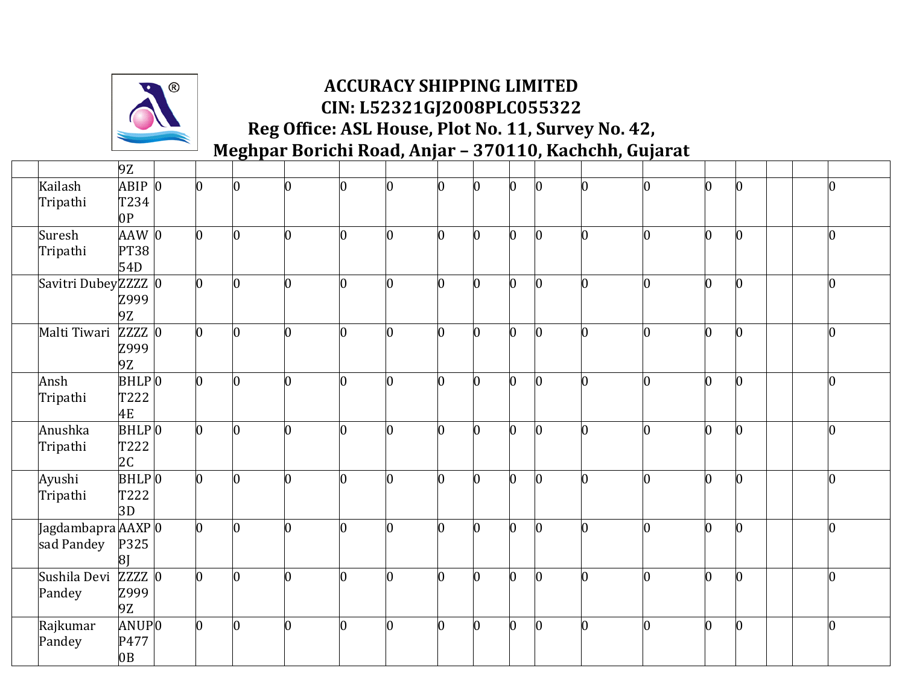| | | | | | | | | | | | | | | | | | | | |
|---|---|---|---|---|---|---|---|---|---|---|---|---|---|---|---|---|---|---|---|
| | | 9Z | | | | | | | | | | | | | | | | | |
| | Kailash Tripathi | ABIPT2340P | 0 | 0 | 0 | 0 | 0 | 0 | 0 | 0 | 0 | 0 | 0 | 0 | 0 | 0 | | | 0 |
| | Suresh Tripathi | AAWPT3854D | 0 | 0 | 0 | 0 | 0 | 0 | 0 | 0 | 0 | 0 | 0 | 0 | 0 | 0 | | | 0 |
| | Savitri Dubey | ZZZZZ9999Z | 0 | 0 | 0 | 0 | 0 | 0 | 0 | 0 | 0 | 0 | 0 | 0 | 0 | 0 | | | 0 |
| | Malti Tiwari | ZZZZZ9999Z | 0 | 0 | 0 | 0 | 0 | 0 | 0 | 0 | 0 | 0 | 0 | 0 | 0 | 0 | | | 0 |
| | Ansh Tripathi | BHLPT2224E | 0 | 0 | 0 | 0 | 0 | 0 | 0 | 0 | 0 | 0 | 0 | 0 | 0 | 0 | | | 0 |
| | Anushka Tripathi | BHLPT2222C | 0 | 0 | 0 | 0 | 0 | 0 | 0 | 0 | 0 | 0 | 0 | 0 | 0 | 0 | | | 0 |
| | Ayushi Tripathi | BHLPT2223D | 0 | 0 | 0 | 0 | 0 | 0 | 0 | 0 | 0 | 0 | 0 | 0 | 0 | 0 | | | 0 |
| | Jagdambaprasad Pandey | AAXPP3258J | 0 | 0 | 0 | 0 | 0 | 0 | 0 | 0 | 0 | 0 | 0 | 0 | 0 | 0 | | | 0 |
| | Sushila Devi Pandey | ZZZZZ9999Z | 0 | 0 | 0 | 0 | 0 | 0 | 0 | 0 | 0 | 0 | 0 | 0 | 0 | 0 | | | 0 |
| | Rajkumar Pandey | ANUPP4770B | 0 | 0 | 0 | 0 | 0 | 0 | 0 | 0 | 0 | 0 | 0 | 0 | 0 | 0 | | | 0 |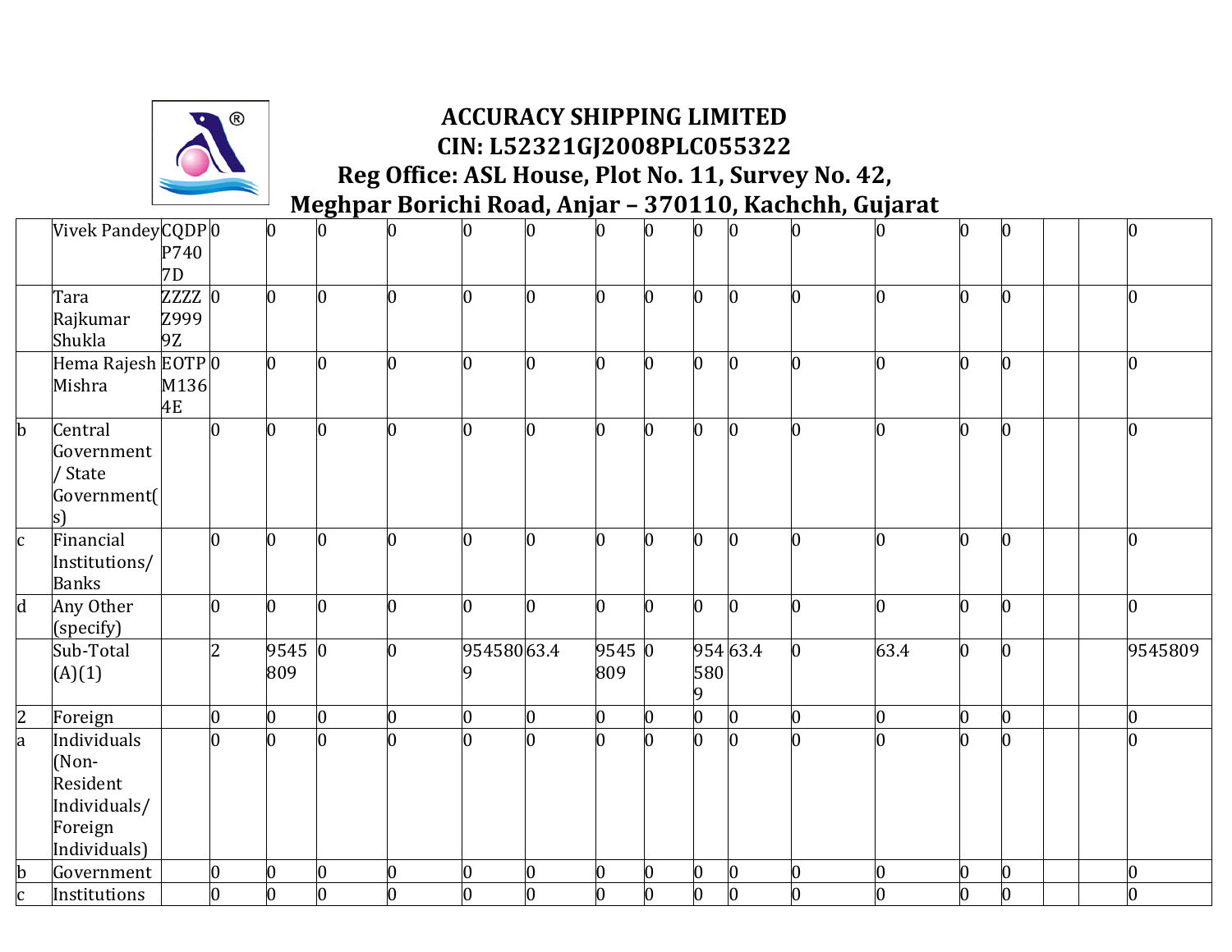| | | | | | | | | | | | | | | | | | | | |
|---|---|---|---|---|---|---|---|---|---|---|---|---|---|---|---|---|---|---|---|
| | Vivek Pandey | CQDPP7407D | 0 | 0 | 0 | 0 | 0 | 0 | 0 | 0 | 0 | 0 | 0 | 0 | 0 | 0 | | | 0 |
| | Tara Rajkumar Shukla | ZZZZZ9999Z | 0 | 0 | 0 | 0 | 0 | 0 | 0 | 0 | 0 | 0 | 0 | 0 | 0 | 0 | | | 0 |
| | Hema Rajesh Mishra | EOTPM1364E | 0 | 0 | 0 | 0 | 0 | 0 | 0 | 0 | 0 | 0 | 0 | 0 | 0 | 0 | | | 0 |
| b | Central Government / State Government(s) | | 0 | 0 | 0 | 0 | 0 | 0 | 0 | 0 | 0 | 0 | 0 | 0 | 0 | 0 | | | 0 |
| c | Financial Institutions/ Banks | | 0 | 0 | 0 | 0 | 0 | 0 | 0 | 0 | 0 | 0 | 0 | 0 | 0 | 0 | | | 0 |
| d | Any Other (specify) | | 0 | 0 | 0 | 0 | 0 | 0 | 0 | 0 | 0 | 0 | 0 | 0 | 0 | 0 | | | 0 |
| | Sub-Total (A)(1) | | 2 | 9545809 | 0 | 0 | 9545809 | 63.4 | 9545809 | 0 | 9545809 | 63.4 | 0 | 63.4 | 0 | 0 | | | 9545809 |
| 2 | Foreign | | 0 | 0 | 0 | 0 | 0 | 0 | 0 | 0 | 0 | 0 | 0 | 0 | 0 | 0 | | | 0 |
| a | Individuals (Non-Resident Individuals/ Foreign Individuals) | | 0 | 0 | 0 | 0 | 0 | 0 | 0 | 0 | 0 | 0 | 0 | 0 | 0 | 0 | | | 0 |
| b | Government | | 0 | 0 | 0 | 0 | 0 | 0 | 0 | 0 | 0 | 0 | 0 | 0 | 0 | 0 | | | 0 |
| c | Institutions | | 0 | 0 | 0 | 0 | 0 | 0 | 0 | 0 | 0 | 0 | 0 | 0 | 0 | 0 | | | 0 |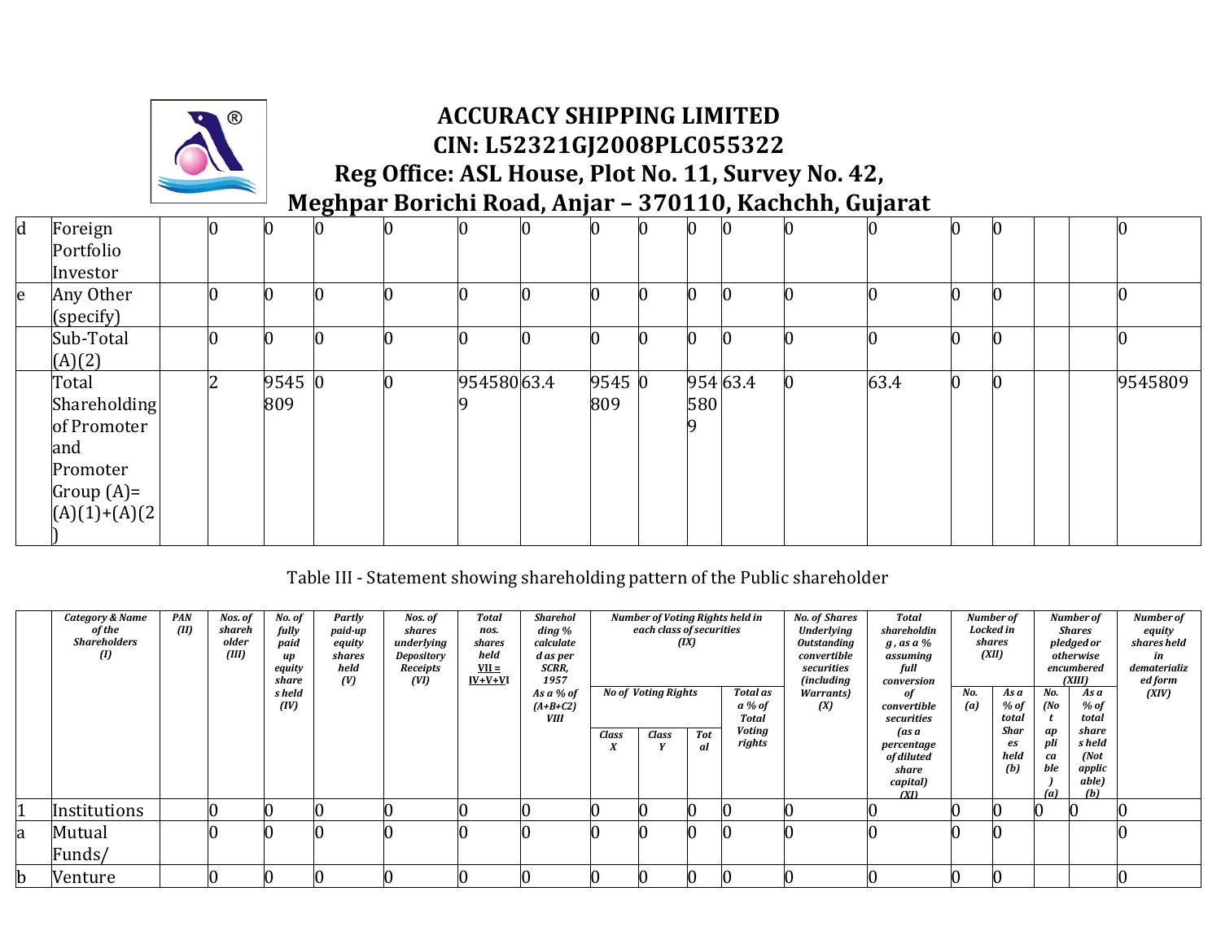# ACCURACY SHIPPING LIMITED
## CIN: L52321GJ2008PLC055322
## Reg Office: ASL House, Plot No. 11, Survey No. 42, Meghpar Borichi Road, Anjar – 370110, Kachchh, Gujarat

| | | | | | | | | | | | | | | | | | | | |
|---|---|---|---|---|---|---|---|---|---|---|---|---|---|---|---|---|---|---|---|
| d | Foreign Portfolio Investor | | 0 | 0 | 0 | 0 | 0 | 0 | 0 | 0 | 0 | 0 | 0 | 0 | 0 | 0 | | | 0 |
| e | Any Other (specify) | | 0 | 0 | 0 | 0 | 0 | 0 | 0 | 0 | 0 | 0 | 0 | 0 | 0 | 0 | | | 0 |
| | Sub-Total (A)(2) | | 0 | 0 | 0 | 0 | 0 | 0 | 0 | 0 | 0 | 0 | 0 | 0 | 0 | 0 | | | 0 |
| | Total Shareholding of Promoter and Promoter Group (A)= (A)(1)+(A)(2) | | 2 | 9545809 | 0 | 0 | 9545809 | 63.4 | 9545809 | 0 | 9545809 | 63.4 | 0 | 63.4 | 0 | 0 | | | 9545809 |

Table III - Statement showing shareholding pattern of the Public shareholder

| | Category & Name of the Shareholders (I) | PAN (II) | Nos. of shareholder (III) | No. of fully paid up equity shares held (IV) | Partly paid-up equity shares held (V) | Nos. of shares underlying Depository Receipts (VI) | Total nos. shares held VII = IV+V+VI | Shareholding % calculated as per SCRR, 1957 As a % of (A+B+C2) VIII | Number of Voting Rights held in each class of securities (IX) | | | | No. of Shares Underlying Outstanding convertible securities (including Warrants) (X) | Total shareholding, as a % assuming full conversion of convertible securities (as a percentage of diluted share capital) (XI) | Number of Locked in shares (XII) | | Number of Shares pledged or otherwise encumbered (XIII) | | Number of equity shares held in dematerialized form (XIV) |
|---|---|---|---|---|---|---|---|---|---|---|---|---|---|---|---|---|---|---|---|
| | | | | | | | | | No of Voting Rights | | | Total as a % of Total Voting rights | | | No. (a) | As a % of total Shares held (b) | No. (Not applicable) (a) | As a % of total shares held (Not applicable) (b) | |
| | | | | | | | | | Class X | Class Y | Total | | | | | | | | |
| 1 | Institutions | | 0 | 0 | 0 | 0 | 0 | 0 | 0 | 0 | 0 | 0 | 0 | 0 | 0 | 0 | 0 | 0 | 0 |
| a | Mutual Funds/ | | 0 | 0 | 0 | 0 | 0 | 0 | 0 | 0 | 0 | 0 | 0 | 0 | 0 | 0 | | | 0 |
| b | Venture | | 0 | 0 | 0 | 0 | 0 | 0 | 0 | 0 | 0 | 0 | 0 | 0 | 0 | 0 | | | 0 |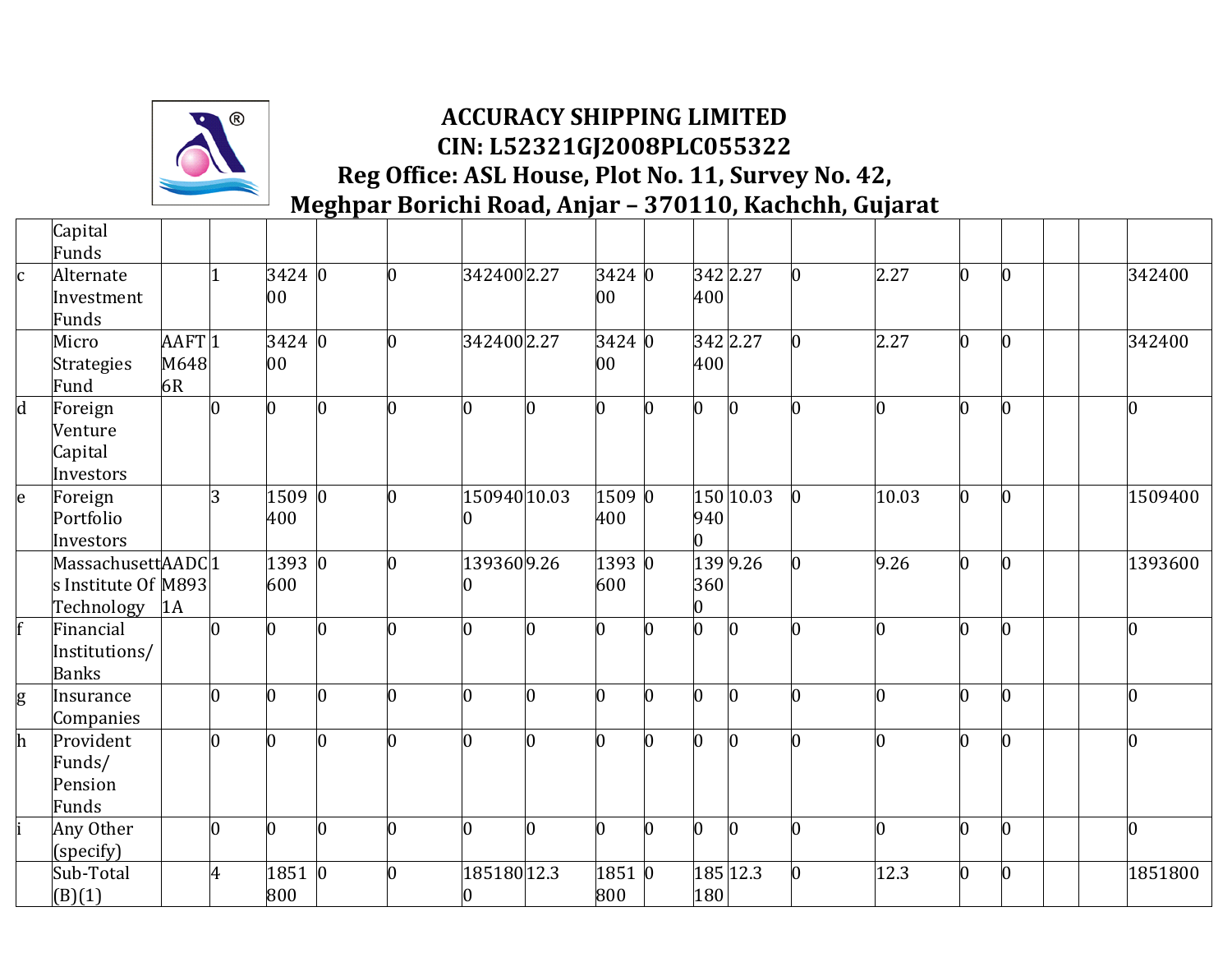| | | | | | | | | | | | | | | | | | | | |
|---|---|---|---|---|---|---|---|---|---|---|---|---|---|---|---|---|---|---|---|
| | Capital Funds | | | | | | | | | | | | | | | | | | |
| c | Alternate Investment Funds | | 1 | 342400 | 0 | 0 | 342400 | 2.27 | 342400 | 0 | 342400 | 2.27 | 0 | 2.27 | 0 | 0 | | | 342400 |
| | Micro Strategies Fund | AAFTM6486R | 1 | 342400 | 0 | 0 | 342400 | 2.27 | 342400 | 0 | 342400 | 2.27 | 0 | 2.27 | 0 | 0 | | | 342400 |
| d | Foreign Venture Capital Investors | | 0 | 0 | 0 | 0 | 0 | 0 | 0 | 0 | 0 | 0 | 0 | 0 | 0 | 0 | | | 0 |
| e | Foreign Portfolio Investors | | 3 | 1509400 | 0 | 0 | 1509400 | 10.03 | 1509400 | 0 | 1509400 | 10.03 | 0 | 10.03 | 0 | 0 | | | 1509400 |
| | Massachusetts Institute Of Technology | AADCM8931A | 1 | 1393600 | 0 | 0 | 1393600 | 9.26 | 1393600 | 0 | 1393600 | 9.26 | 0 | 9.26 | 0 | 0 | | | 1393600 |
| f | Financial Institutions/ Banks | | 0 | 0 | 0 | 0 | 0 | 0 | 0 | 0 | 0 | 0 | 0 | 0 | 0 | 0 | | | 0 |
| g | Insurance Companies | | 0 | 0 | 0 | 0 | 0 | 0 | 0 | 0 | 0 | 0 | 0 | 0 | 0 | 0 | | | 0 |
| h | Provident Funds/ Pension Funds | | 0 | 0 | 0 | 0 | 0 | 0 | 0 | 0 | 0 | 0 | 0 | 0 | 0 | 0 | | | 0 |
| i | Any Other (specify) | | 0 | 0 | 0 | 0 | 0 | 0 | 0 | 0 | 0 | 0 | 0 | 0 | 0 | 0 | | | 0 |
| | Sub-Total (B)(1) | | 4 | 1851800 | 0 | 0 | 1851800 | 12.3 | 1851800 | 0 | 1851800 | 12.3 | 0 | 12.3 | 0 | 0 | | | 1851800 |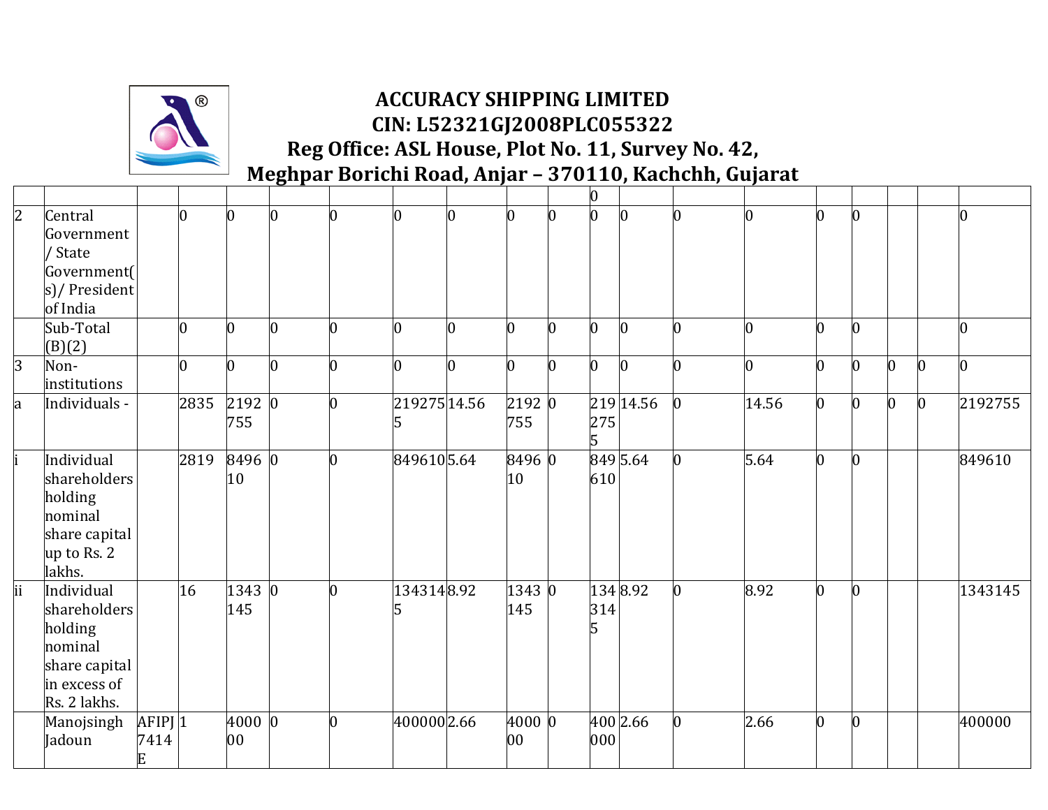| | | | | | | | | | | | | | | | | | | | |
|---|---|---|---|---|---|---|---|---|---|---|---|---|---|---|---|---|---|---|---|
| | | | | | | | | | | | 0 | | | | | | | | |
| 2 | Central Government / State Government(s)/ President of India | | 0 | 0 | 0 | 0 | 0 | 0 | 0 | 0 | 0 | 0 | 0 | 0 | 0 | 0 | | | 0 |
| | Sub-Total (B)(2) | | 0 | 0 | 0 | 0 | 0 | 0 | 0 | 0 | 0 | 0 | 0 | 0 | 0 | 0 | | | 0 |
| 3 | Non-institutions | | 0 | 0 | 0 | 0 | 0 | 0 | 0 | 0 | 0 | 0 | 0 | 0 | 0 | 0 | 0 | 0 | 0 |
| a | Individuals - | | 2835 | 2192755 | 0 | 0 | 2192755 | 14.56 | 2192755 | 0 | 2192755 | 14.56 | 0 | 14.56 | 0 | 0 | 0 | 0 | 2192755 |
| i | Individual shareholders holding nominal share capital up to Rs. 2 lakhs. | | 2819 | 849610 | 0 | 0 | 849610 | 5.64 | 849610 | 0 | 849610 | 5.64 | 0 | 5.64 | 0 | 0 | | | 849610 |
| ii | Individual shareholders holding nominal share capital in excess of Rs. 2 lakhs. | | 16 | 1343145 | 0 | 0 | 1343145 | 8.92 | 1343145 | 0 | 1343145 | 8.92 | 0 | 8.92 | 0 | 0 | | | 1343145 |
| | Manojsingh Jadoun | AFIPJ7414E | 1 | 400000 | 0 | 0 | 400000 | 2.66 | 400000 | 0 | 400000 | 2.66 | 0 | 2.66 | 0 | 0 | | | 400000 |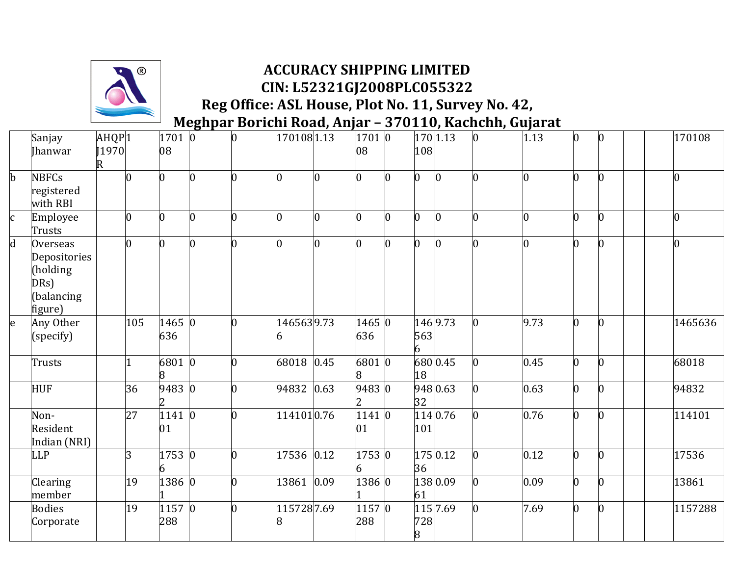# ACCURACY SHIPPING LIMITED

## CIN: L52321GJ2008PLC055322

## Reg Office: ASL House, Plot No. 11, Survey No. 42, Meghpar Borichi Road, Anjar – 370110, Kachchh, Gujarat

| | | | | | | | | | | | | | | | | | | | |
|---|---|---|---|---|---|---|---|---|---|---|---|---|---|---|---|---|---|---|---|
| | Sanjay Jhanwar | AHQPJ1970R | 1 | 170108 | 0 | 0 | 170108 | 1.13 | 170108 | 0 | 170108 | 1.13 | 0 | 1.13 | 0 | 0 | | | 170108 |
| b | NBFCs registered with RBI | | 0 | 0 | 0 | 0 | 0 | 0 | 0 | 0 | 0 | 0 | 0 | 0 | 0 | 0 | | | 0 |
| c | Employee Trusts | | 0 | 0 | 0 | 0 | 0 | 0 | 0 | 0 | 0 | 0 | 0 | 0 | 0 | 0 | | | 0 |
| d | Overseas Depositories (holding DRs) (balancing figure) | | 0 | 0 | 0 | 0 | 0 | 0 | 0 | 0 | 0 | 0 | 0 | 0 | 0 | 0 | | | 0 |
| e | Any Other (specify) | | 105 | 1465636 | 0 | 0 | 1465636 | 9.73 | 1465636 | 0 | 1465636 | 9.73 | 0 | 9.73 | 0 | 0 | | | 1465636 |
| | Trusts | | 1 | 68018 | 0 | 0 | 68018 | 0.45 | 68018 | 0 | 68018 | 0.45 | 0 | 0.45 | 0 | 0 | | | 68018 |
| | HUF | | 36 | 94832 | 0 | 0 | 94832 | 0.63 | 94832 | 0 | 94832 | 0.63 | 0 | 0.63 | 0 | 0 | | | 94832 |
| | Non-Resident Indian (NRI) | | 27 | 114101 | 0 | 0 | 114101 | 0.76 | 114101 | 0 | 114101 | 0.76 | 0 | 0.76 | 0 | 0 | | | 114101 |
| | LLP | | 3 | 17536 | 0 | 0 | 17536 | 0.12 | 17536 | 0 | 17536 | 0.12 | 0 | 0.12 | 0 | 0 | | | 17536 |
| | Clearing member | | 19 | 13861 | 0 | 0 | 13861 | 0.09 | 13861 | 0 | 13861 | 0.09 | 0 | 0.09 | 0 | 0 | | | 13861 |
| | Bodies Corporate | | 19 | 1157288 | 0 | 0 | 1157288 | 7.69 | 1157288 | 0 | 1157288 | 7.69 | 0 | 7.69 | 0 | 0 | | | 1157288 |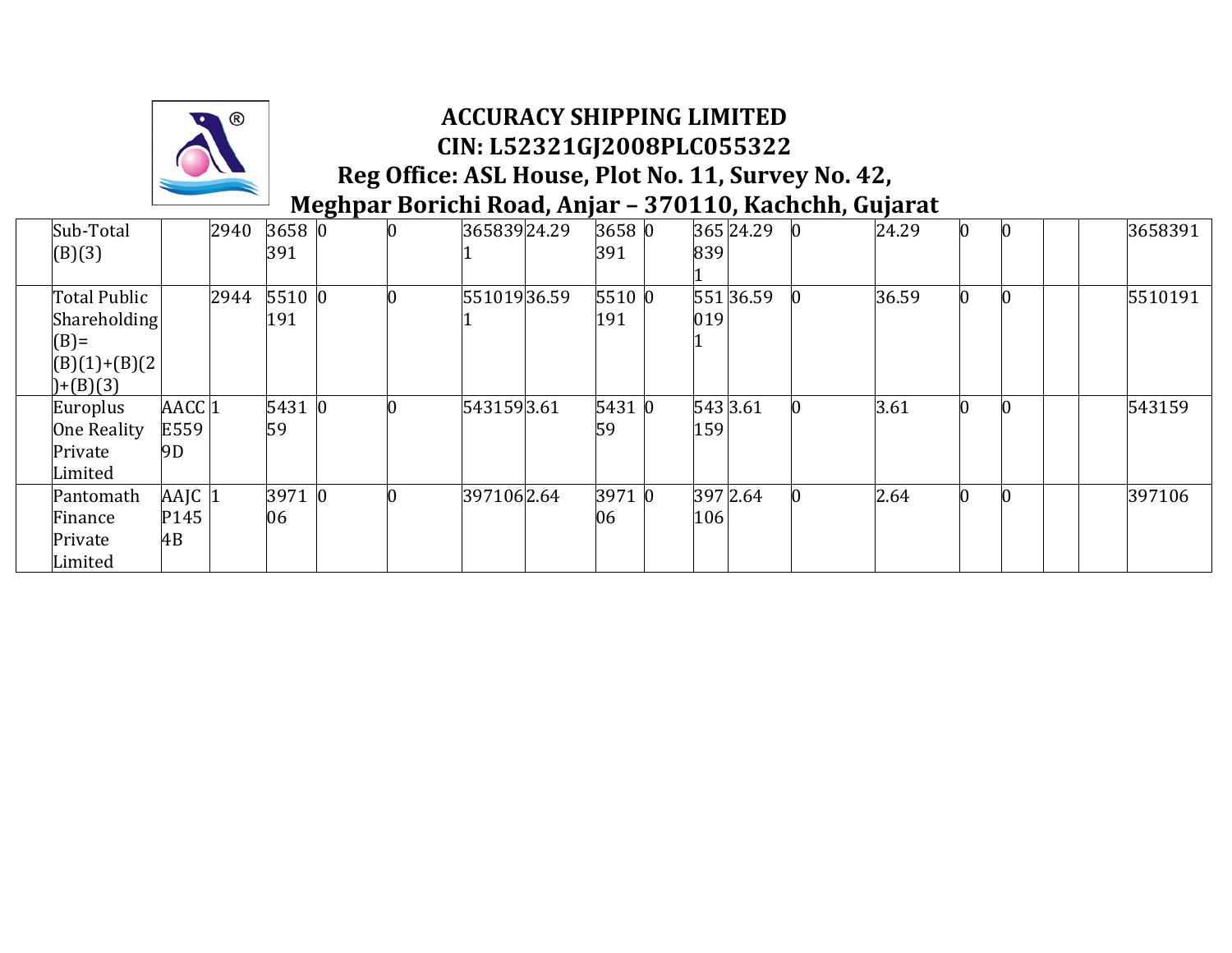# ACCURACY SHIPPING LIMITED

**CIN: L52321GJ2008PLC055322**

**Reg Office: ASL House, Plot No. 11, Survey No. 42, Meghpar Borichi Road, Anjar – 370110, Kachchh, Gujarat**

| | | | | | | | | | | | | | | | | | | | |
|---|---|---|---|---|---|---|---|---|---|---|---|---|---|---|---|---|---|---|---|
| | Sub-Total (B)(3) | | 2940 | 3658391 | 0 | 0 | 3658391 | 24.29 | 3658391 | 0 | 3658391 | 24.29 | 0 | 24.29 | 0 | 0 | | | 3658391 |
| | Total Public Shareholding (B)= (B)(1)+(B)(2)+(B)(3) | | 2944 | 5510191 | 0 | 0 | 5510191 | 36.59 | 5510191 | 0 | 5510191 | 36.59 | 0 | 36.59 | 0 | 0 | | | 5510191 |
| | Europlus One Reality Private Limited | AACCE5599D | 1 | 543159 | 0 | 0 | 543159 | 3.61 | 543159 | 0 | 543159 | 3.61 | 0 | 3.61 | 0 | 0 | | | 543159 |
| | Pantomath Finance Private Limited | AAJCP1454B | 1 | 397106 | 0 | 0 | 397106 | 2.64 | 397106 | 0 | 397106 | 2.64 | 0 | 2.64 | 0 | 0 | | | 397106 |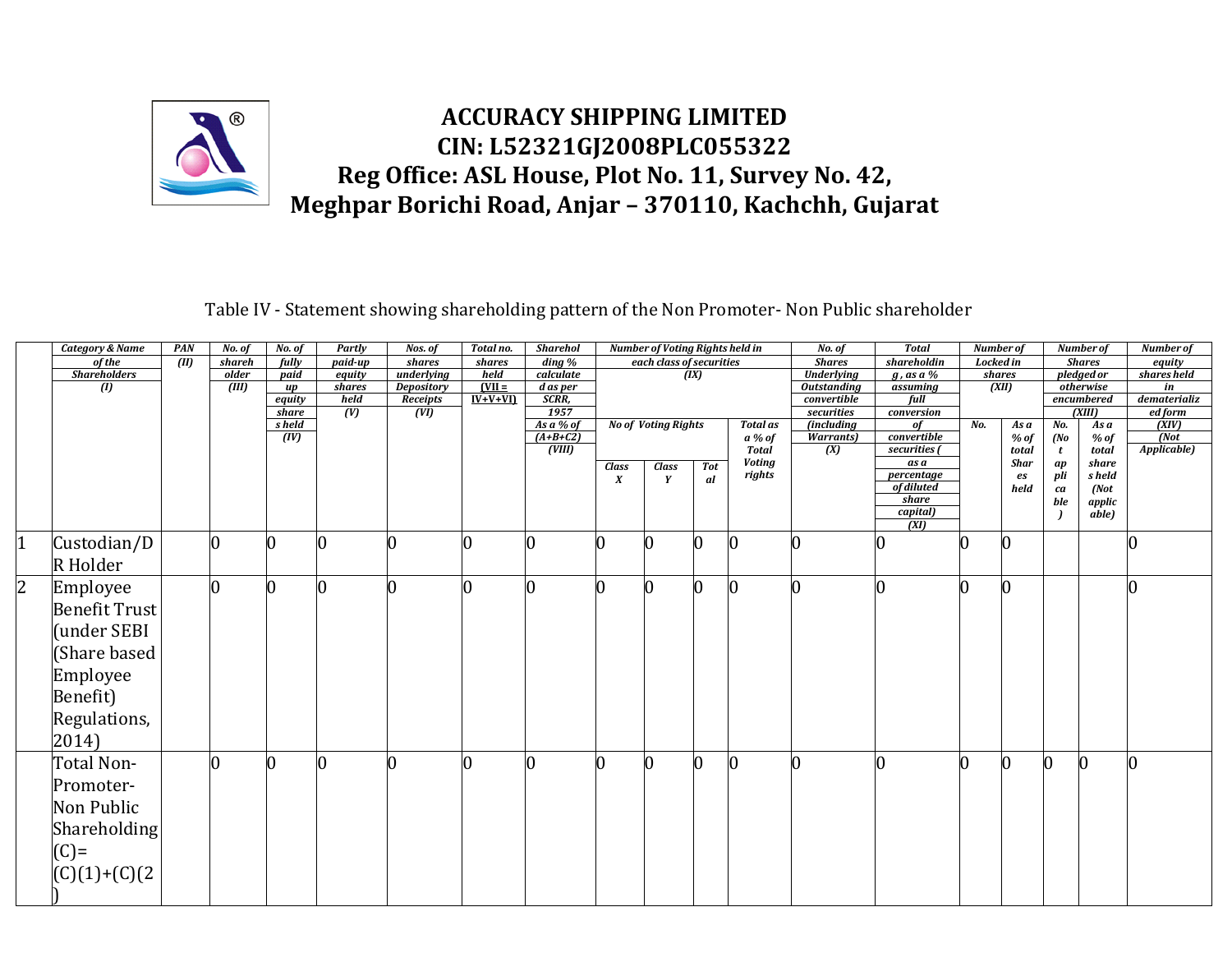# ACCURACY SHIPPING LIMITED

**CIN: L52321GJ2008PLC055322**

**Reg Office: ASL House, Plot No. 11, Survey No. 42, Meghpar Borichi Road, Anjar – 370110, Kachchh, Gujarat**

Table IV - Statement showing shareholding pattern of the Non Promoter- Non Public shareholder

| | Category & Name of the Shareholders (I) | PAN (II) | No. of shareholder (III) | No. of fully paid up equity shares held (IV) | Partly paid-up equity shares held (V) | Nos. of shares underlying Depository Receipts (VI) | Total no. shares held (VII = IV+V+VI) | Shareholding % calculated as per SCRR, 1957 As a % of (A+B+C2) (VIII) | Number of Voting Rights held in each class of securities (IX) | | | | No. of Shares Underlying Outstanding convertible securities (including Warrants) (X) | Total shareholding, as a % assuming full conversion of convertible securities ( as a percentage of diluted share capital) (XI) | Number of Locked in shares (XII) | | Number of Shares pledged or otherwise encumbered (XIII) | | Number of equity shares held in dematerialized form (XIV) (Not Applicable) |
|---|---|---|---|---|---|---|---|---|---|---|---|---|---|---|---|---|---|---|---|
| | | | | | | | | | No of Voting Rights | | | Total as a % of Total Voting rights | | | No. | As a % of total Shares held | No. (Not applicable) | As a % of total shares held (Not applicable) | |
| | | | | | | | | | Class X | Class Y | Total | | | | | | | | |
| 1 | Custodian/DR Holder | | 0 | 0 | 0 | 0 | 0 | 0 | 0 | 0 | 0 | 0 | 0 | 0 | 0 | 0 | | | 0 |
| 2 | Employee Benefit Trust (under SEBI (Share based Employee Benefit) Regulations, 2014) | | 0 | 0 | 0 | 0 | 0 | 0 | 0 | 0 | 0 | 0 | 0 | 0 | 0 | 0 | | | 0 |
| | Total Non-Promoter-Non Public Shareholding (C)= (C)(1)+(C)(2) | | 0 | 0 | 0 | 0 | 0 | 0 | 0 | 0 | 0 | 0 | 0 | 0 | 0 | 0 | 0 | 0 | 0 |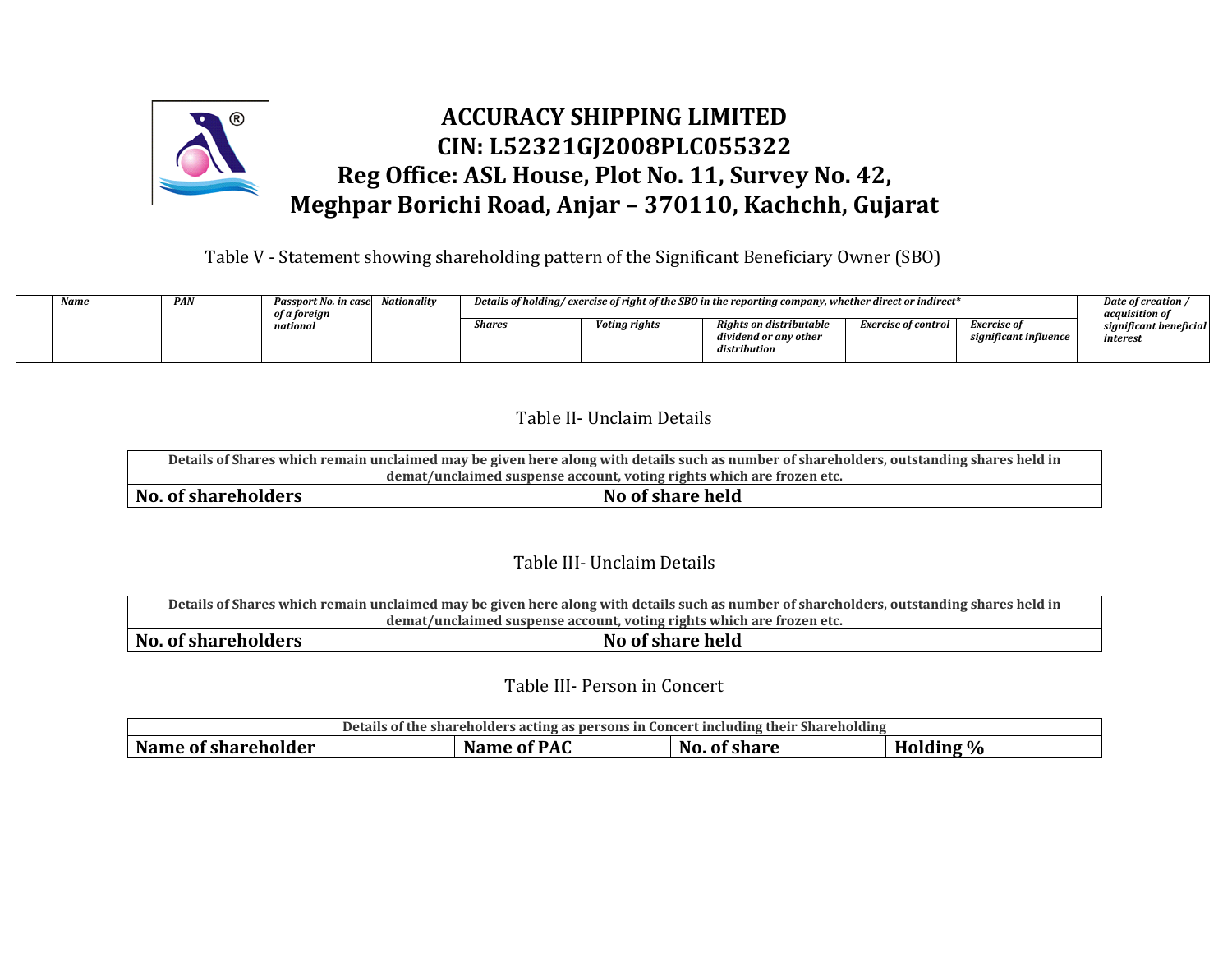# ACCURACY SHIPPING LIMITED
# CIN: L52321GJ2008PLC055322
# Reg Office: ASL House, Plot No. 11, Survey No. 42, Meghpar Borichi Road, Anjar – 370110, Kachchh, Gujarat

Table V - Statement showing shareholding pattern of the Significant Beneficiary Owner (SBO)

| | *Name* | *PAN* | *Passport No. in case of a foreign national* | *Nationality* | *Details of holding/ exercise of right of the SBO in the reporting company, whether direct or indirect** | | | | | *Date of creation / acquisition of significant beneficial interest* |
|---|---|---|---|---|---|---|---|---|---|---|
| | | | | | *Shares* | *Voting rights* | *Rights on distributable dividend or any other distribution* | *Exercise of control* | *Exercise of significant influence* | |

Table II- Unclaim Details

| **Details of Shares which remain unclaimed may be given here along with details such as number of shareholders, outstanding shares held in demat/unclaimed suspense account, voting rights which are frozen etc.** | |
|---|---|
| **No. of shareholders** | **No of share held** |

Table III- Unclaim Details

| **Details of Shares which remain unclaimed may be given here along with details such as number of shareholders, outstanding shares held in demat/unclaimed suspense account, voting rights which are frozen etc.** | |
|---|---|
| **No. of shareholders** | **No of share held** |

Table III- Person in Concert

| **Details of the shareholders acting as persons in Concert including their Shareholding** | | | |
|---|---|---|---|
| **Name of shareholder** | **Name of PAC** | **No. of share** | **Holding %** |